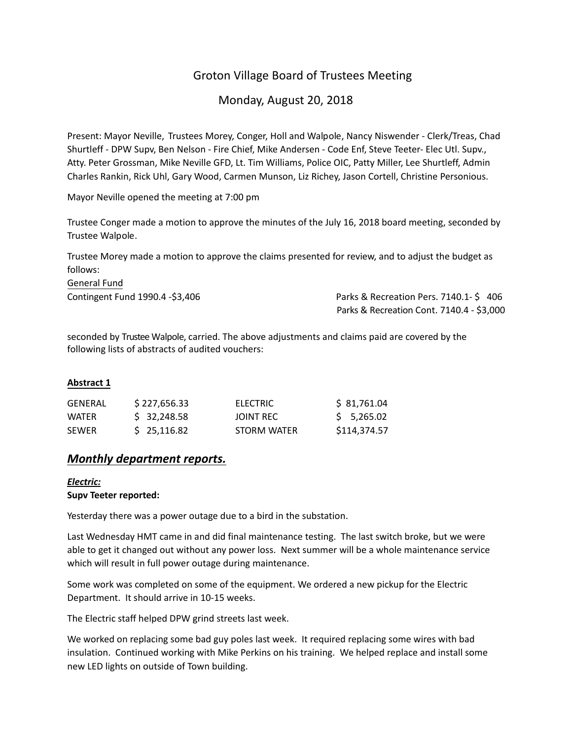// Groton Village Board of Trustees Meeting

## Monday, August 20, 2018

Present: Mayor Neville, Trustees Morey, Conger, Holl and Walpole, Nancy Niswender - Clerk/Treas, Chad Shurtleff - DPW Supv, Ben Nelson - Fire Chief, Mike Andersen - Code Enf, Steve Teeter- Elec Utl. Supv., Atty. Peter Grossman, Mike Neville GFD, Lt. Tim Williams, Police OIC, Patty Miller, Lee Shurtleff, Admin Charles Rankin, Rick Uhl, Gary Wood, Carmen Munson, Liz Richey, Jason Cortell, Christine Personious.

Mayor Neville opened the meeting at 7:00 pm

Trustee Conger made a motion to approve the minutes of the July 16, 2018 board meeting, seconded by Trustee Walpole.

Trustee Morey made a motion to approve the claims presented for review, and to adjust the budget as follows:

General Fund

Contingent Fund 1990.4 -$3,406

Parks & Recreation Pers. 7140.1- $ 406

Parks & Recreation Cont. 7140.4 - $3,000

seconded by Trustee Walpole, carried. The above adjustments and claims paid are covered by the following lists of abstracts of audited vouchers:

**Abstract 1**

| | | | |
|---|---|---|---|
| GENERAL | $ 227,656.33 | ELECTRIC | $ 81,761.04 |
| WATER | $ 32,248.58 | JOINT REC | $ 5,265.02 |
| SEWER | $ 25,116.82 | STORM WATER | $114,374.57 |

## ***Monthly department reports.***

***Electric:***

**Supv Teeter reported:**

Yesterday there was a power outage due to a bird in the substation.

Last Wednesday HMT came in and did final maintenance testing. The last switch broke, but we were able to get it changed out without any power loss. Next summer will be a whole maintenance service which will result in full power outage during maintenance.

Some work was completed on some of the equipment. We ordered a new pickup for the Electric Department. It should arrive in 10-15 weeks.

The Electric staff helped DPW grind streets last week.

We worked on replacing some bad guy poles last week. It required replacing some wires with bad insulation. Continued working with Mike Perkins on his training. We helped replace and install some new LED lights on outside of Town building.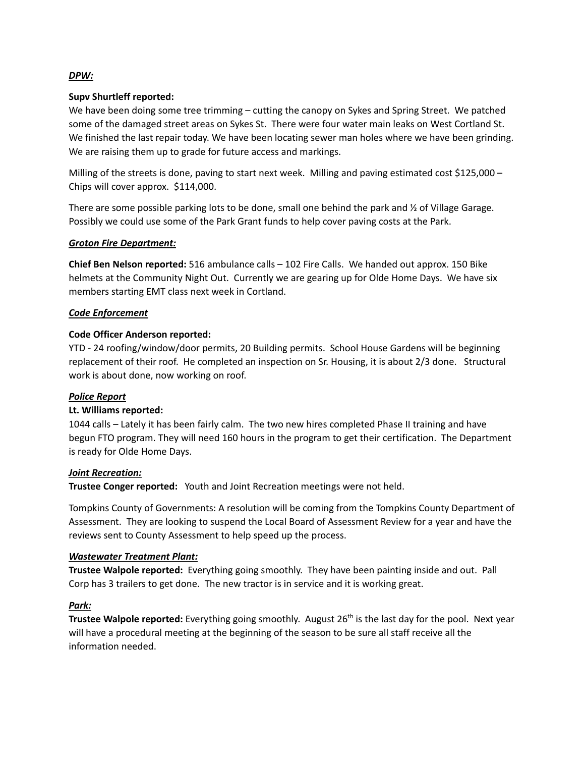***DPW:***

**Supv Shurtleff reported:**
We have been doing some tree trimming – cutting the canopy on Sykes and Spring Street. We patched some of the damaged street areas on Sykes St. There were four water main leaks on West Cortland St. We finished the last repair today. We have been locating sewer man holes where we have been grinding. We are raising them up to grade for future access and markings.

Milling of the streets is done, paving to start next week. Milling and paving estimated cost $125,000 – Chips will cover approx. $114,000.

There are some possible parking lots to be done, small one behind the park and ½ of Village Garage. Possibly we could use some of the Park Grant funds to help cover paving costs at the Park.

***Groton Fire Department:***

**Chief Ben Nelson reported:** 516 ambulance calls – 102 Fire Calls. We handed out approx. 150 Bike helmets at the Community Night Out. Currently we are gearing up for Olde Home Days. We have six members starting EMT class next week in Cortland.

***Code Enforcement***

**Code Officer Anderson reported:**
YTD - 24 roofing/window/door permits, 20 Building permits. School House Gardens will be beginning replacement of their roof. He completed an inspection on Sr. Housing, it is about 2/3 done. Structural work is about done, now working on roof.

***Police Report***

**Lt. Williams reported:**
1044 calls – Lately it has been fairly calm. The two new hires completed Phase II training and have begun FTO program. They will need 160 hours in the program to get their certification. The Department is ready for Olde Home Days.

***Joint Recreation:***

**Trustee Conger reported:** Youth and Joint Recreation meetings were not held.

Tompkins County of Governments: A resolution will be coming from the Tompkins County Department of Assessment. They are looking to suspend the Local Board of Assessment Review for a year and have the reviews sent to County Assessment to help speed up the process.

***Wastewater Treatment Plant:***

**Trustee Walpole reported:** Everything going smoothly. They have been painting inside and out. Pall Corp has 3 trailers to get done. The new tractor is in service and it is working great.

***Park:***

**Trustee Walpole reported:** Everything going smoothly. August 26th is the last day for the pool. Next year will have a procedural meeting at the beginning of the season to be sure all staff receive all the information needed.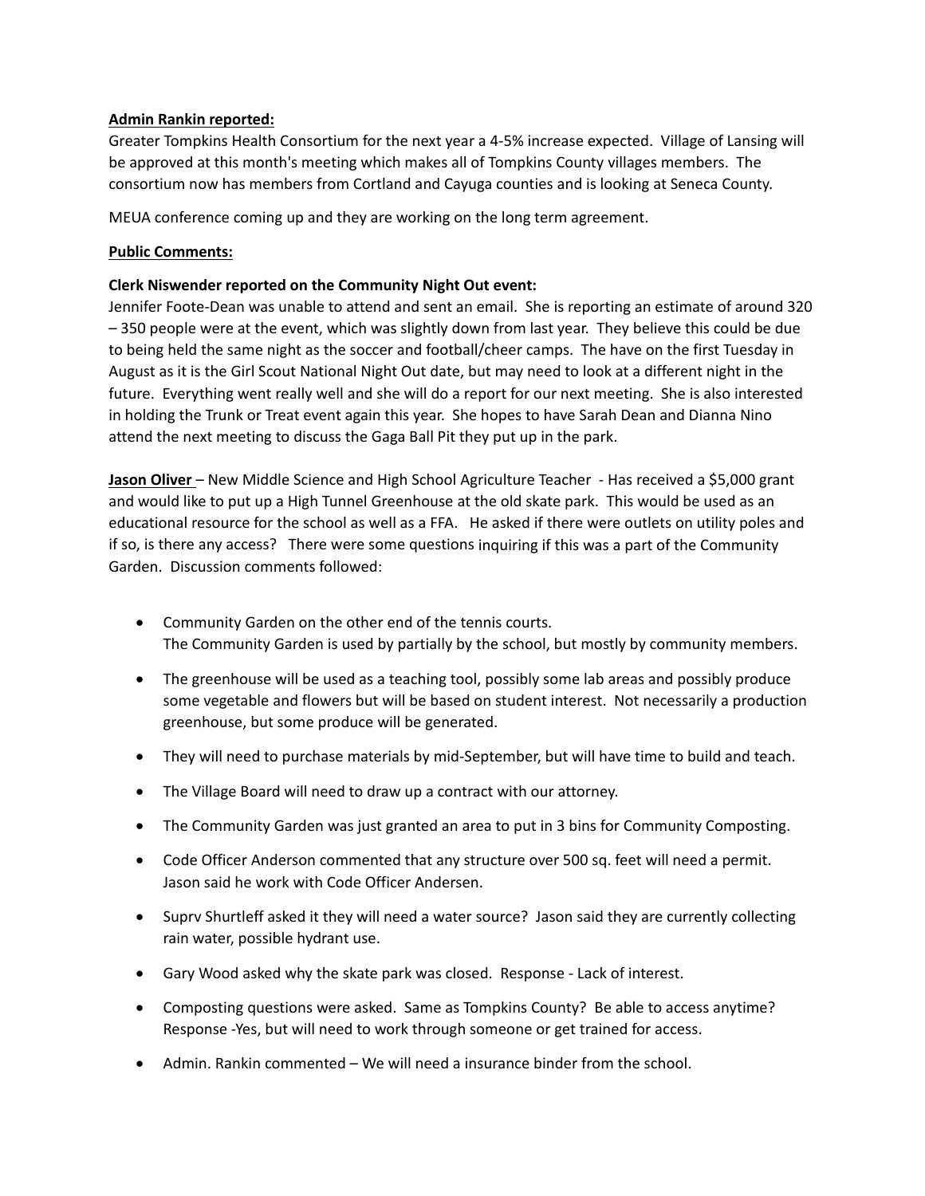**Admin Rankin reported:**

Greater Tompkins Health Consortium for the next year a 4-5% increase expected. Village of Lansing will be approved at this month's meeting which makes all of Tompkins County villages members. The consortium now has members from Cortland and Cayuga counties and is looking at Seneca County.

MEUA conference coming up and they are working on the long term agreement.

**Public Comments:**

**Clerk Niswender reported on the Community Night Out event:**

Jennifer Foote-Dean was unable to attend and sent an email. She is reporting an estimate of around 320 – 350 people were at the event, which was slightly down from last year. They believe this could be due to being held the same night as the soccer and football/cheer camps. The have on the first Tuesday in August as it is the Girl Scout National Night Out date, but may need to look at a different night in the future. Everything went really well and she will do a report for our next meeting. She is also interested in holding the Trunk or Treat event again this year. She hopes to have Sarah Dean and Dianna Nino attend the next meeting to discuss the Gaga Ball Pit they put up in the park.

**Jason Oliver** – New Middle Science and High School Agriculture Teacher - Has received a $5,000 grant and would like to put up a High Tunnel Greenhouse at the old skate park. This would be used as an educational resource for the school as well as a FFA. He asked if there were outlets on utility poles and if so, is there any access? There were some questions inquiring if this was a part of the Community Garden. Discussion comments followed:

- Community Garden on the other end of the tennis courts.
  The Community Garden is used by partially by the school, but mostly by community members.
- The greenhouse will be used as a teaching tool, possibly some lab areas and possibly produce some vegetable and flowers but will be based on student interest. Not necessarily a production greenhouse, but some produce will be generated.
- They will need to purchase materials by mid-September, but will have time to build and teach.
- The Village Board will need to draw up a contract with our attorney.
- The Community Garden was just granted an area to put in 3 bins for Community Composting.
- Code Officer Anderson commented that any structure over 500 sq. feet will need a permit.
  Jason said he work with Code Officer Andersen.
- Suprv Shurtleff asked it they will need a water source? Jason said they are currently collecting rain water, possible hydrant use.
- Gary Wood asked why the skate park was closed. Response - Lack of interest.
- Composting questions were asked. Same as Tompkins County? Be able to access anytime? Response -Yes, but will need to work through someone or get trained for access.
- Admin. Rankin commented – We will need a insurance binder from the school.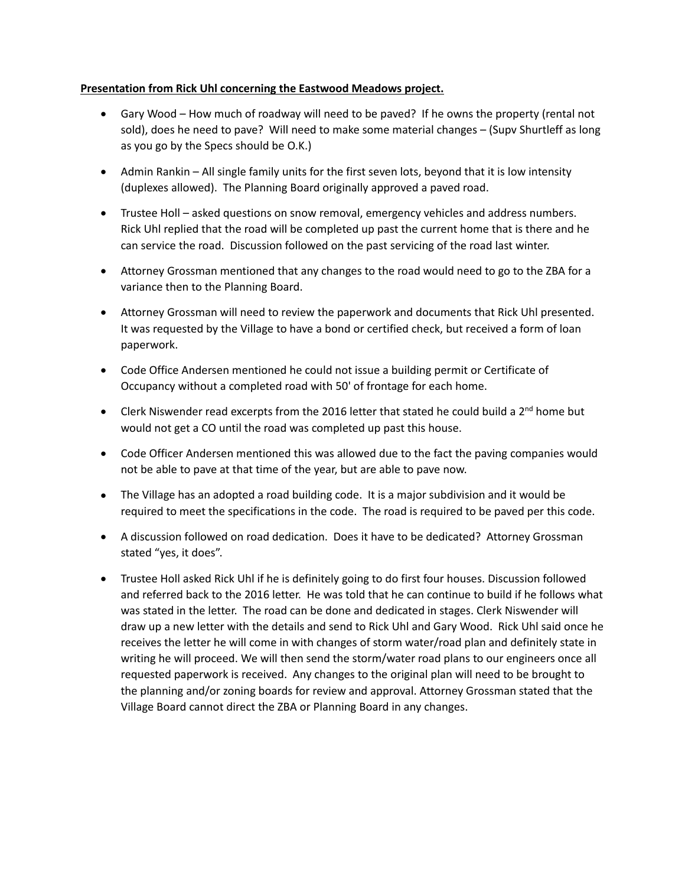**Presentation from Rick Uhl concerning the Eastwood Meadows project.**

- Gary Wood – How much of roadway will need to be paved? If he owns the property (rental not sold), does he need to pave? Will need to make some material changes – (Supv Shurtleff as long as you go by the Specs should be O.K.)
- Admin Rankin – All single family units for the first seven lots, beyond that it is low intensity (duplexes allowed). The Planning Board originally approved a paved road.
- Trustee Holl – asked questions on snow removal, emergency vehicles and address numbers. Rick Uhl replied that the road will be completed up past the current home that is there and he can service the road. Discussion followed on the past servicing of the road last winter.
- Attorney Grossman mentioned that any changes to the road would need to go to the ZBA for a variance then to the Planning Board.
- Attorney Grossman will need to review the paperwork and documents that Rick Uhl presented. It was requested by the Village to have a bond or certified check, but received a form of loan paperwork.
- Code Office Andersen mentioned he could not issue a building permit or Certificate of Occupancy without a completed road with 50' of frontage for each home.
- Clerk Niswender read excerpts from the 2016 letter that stated he could build a 2nd home but would not get a CO until the road was completed up past this house.
- Code Officer Andersen mentioned this was allowed due to the fact the paving companies would not be able to pave at that time of the year, but are able to pave now.
- The Village has an adopted a road building code. It is a major subdivision and it would be required to meet the specifications in the code. The road is required to be paved per this code.
- A discussion followed on road dedication. Does it have to be dedicated? Attorney Grossman stated "yes, it does".
- Trustee Holl asked Rick Uhl if he is definitely going to do first four houses. Discussion followed and referred back to the 2016 letter. He was told that he can continue to build if he follows what was stated in the letter. The road can be done and dedicated in stages. Clerk Niswender will draw up a new letter with the details and send to Rick Uhl and Gary Wood. Rick Uhl said once he receives the letter he will come in with changes of storm water/road plan and definitely state in writing he will proceed. We will then send the storm/water road plans to our engineers once all requested paperwork is received. Any changes to the original plan will need to be brought to the planning and/or zoning boards for review and approval. Attorney Grossman stated that the Village Board cannot direct the ZBA or Planning Board in any changes.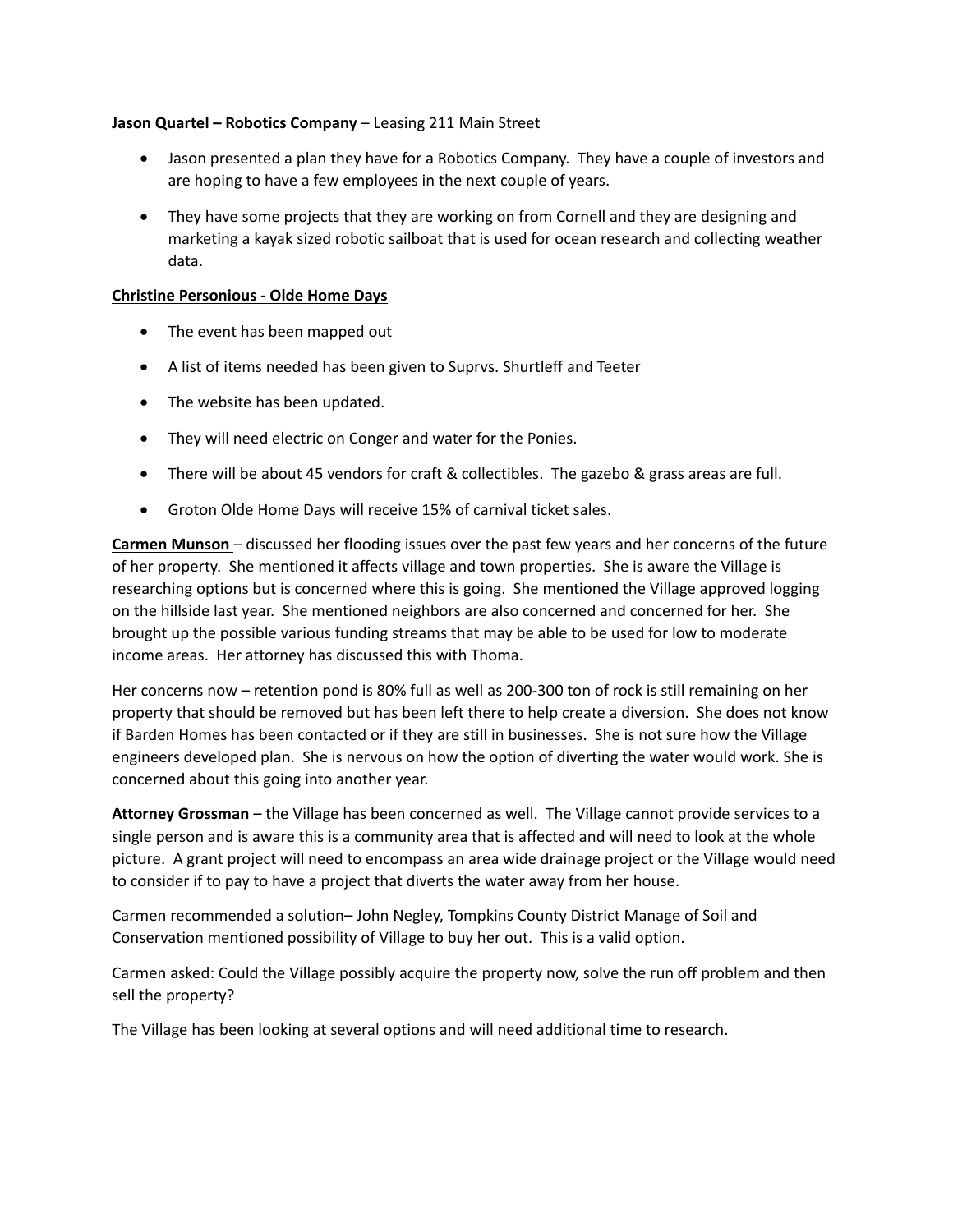**<u>Jason Quartel – Robotics Company</u>** – Leasing 211 Main Street

- Jason presented a plan they have for a Robotics Company. They have a couple of investors and are hoping to have a few employees in the next couple of years.

- They have some projects that they are working on from Cornell and they are designing and marketing a kayak sized robotic sailboat that is used for ocean research and collecting weather data.

**<u>Christine Personious - Olde Home Days</u>**

- The event has been mapped out
- A list of items needed has been given to Suprvs. Shurtleff and Teeter
- The website has been updated.
- They will need electric on Conger and water for the Ponies.
- There will be about 45 vendors for craft & collectibles. The gazebo & grass areas are full.
- Groton Olde Home Days will receive 15% of carnival ticket sales.

**<u>Carmen Munson</u>** – discussed her flooding issues over the past few years and her concerns of the future of her property. She mentioned it affects village and town properties. She is aware the Village is researching options but is concerned where this is going. She mentioned the Village approved logging on the hillside last year. She mentioned neighbors are also concerned and concerned for her. She brought up the possible various funding streams that may be able to be used for low to moderate income areas. Her attorney has discussed this with Thoma.

Her concerns now – retention pond is 80% full as well as 200-300 ton of rock is still remaining on her property that should be removed but has been left there to help create a diversion. She does not know if Barden Homes has been contacted or if they are still in businesses. She is not sure how the Village engineers developed plan. She is nervous on how the option of diverting the water would work. She is concerned about this going into another year.

**Attorney Grossman** – the Village has been concerned as well. The Village cannot provide services to a single person and is aware this is a community area that is affected and will need to look at the whole picture. A grant project will need to encompass an area wide drainage project or the Village would need to consider if to pay to have a project that diverts the water away from her house.

Carmen recommended a solution– John Negley, Tompkins County District Manage of Soil and Conservation mentioned possibility of Village to buy her out. This is a valid option.

Carmen asked: Could the Village possibly acquire the property now, solve the run off problem and then sell the property?

The Village has been looking at several options and will need additional time to research.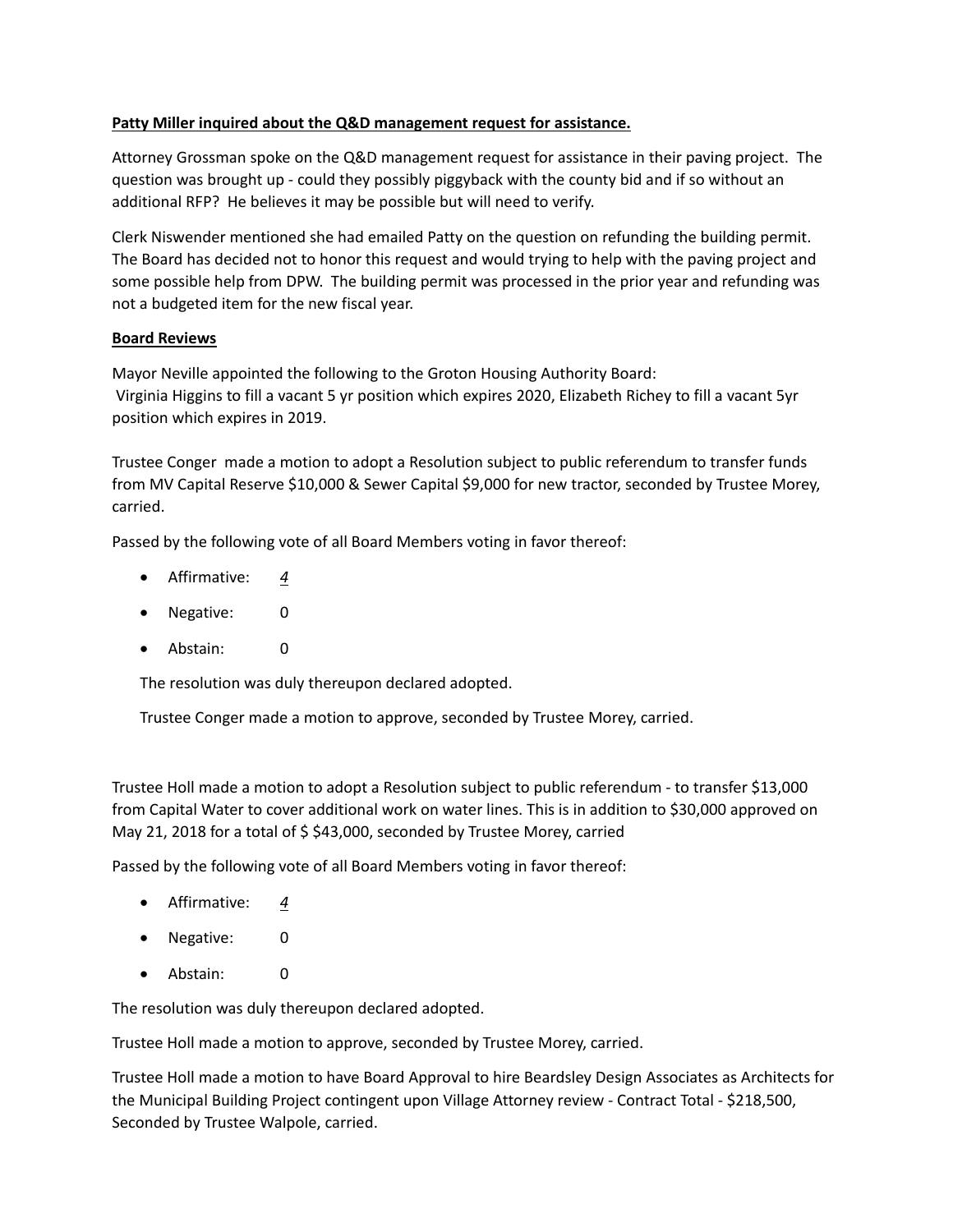**Patty Miller inquired about the Q&D management request for assistance.**

Attorney Grossman spoke on the Q&D management request for assistance in their paving project. The question was brought up - could they possibly piggyback with the county bid and if so without an additional RFP? He believes it may be possible but will need to verify.

Clerk Niswender mentioned she had emailed Patty on the question on refunding the building permit. The Board has decided not to honor this request and would trying to help with the paving project and some possible help from DPW. The building permit was processed in the prior year and refunding was not a budgeted item for the new fiscal year.

**Board Reviews**

Mayor Neville appointed the following to the Groton Housing Authority Board:
Virginia Higgins to fill a vacant 5 yr position which expires 2020, Elizabeth Richey to fill a vacant 5yr position which expires in 2019.

Trustee Conger made a motion to adopt a Resolution subject to public referendum to transfer funds from MV Capital Reserve $10,000 & Sewer Capital $9,000 for new tractor, seconded by Trustee Morey, carried.

Passed by the following vote of all Board Members voting in favor thereof:

- Affirmative: *4*
- Negative: 0
- Abstain: 0

The resolution was duly thereupon declared adopted.

Trustee Conger made a motion to approve, seconded by Trustee Morey, carried.

Trustee Holl made a motion to adopt a Resolution subject to public referendum - to transfer $13,000 from Capital Water to cover additional work on water lines. This is in addition to $30,000 approved on May 21, 2018 for a total of $ $43,000, seconded by Trustee Morey, carried

Passed by the following vote of all Board Members voting in favor thereof:

- Affirmative: *4*
- Negative: 0
- Abstain: 0

The resolution was duly thereupon declared adopted.

Trustee Holl made a motion to approve, seconded by Trustee Morey, carried.

Trustee Holl made a motion to have Board Approval to hire Beardsley Design Associates as Architects for the Municipal Building Project contingent upon Village Attorney review - Contract Total - $218,500, Seconded by Trustee Walpole, carried.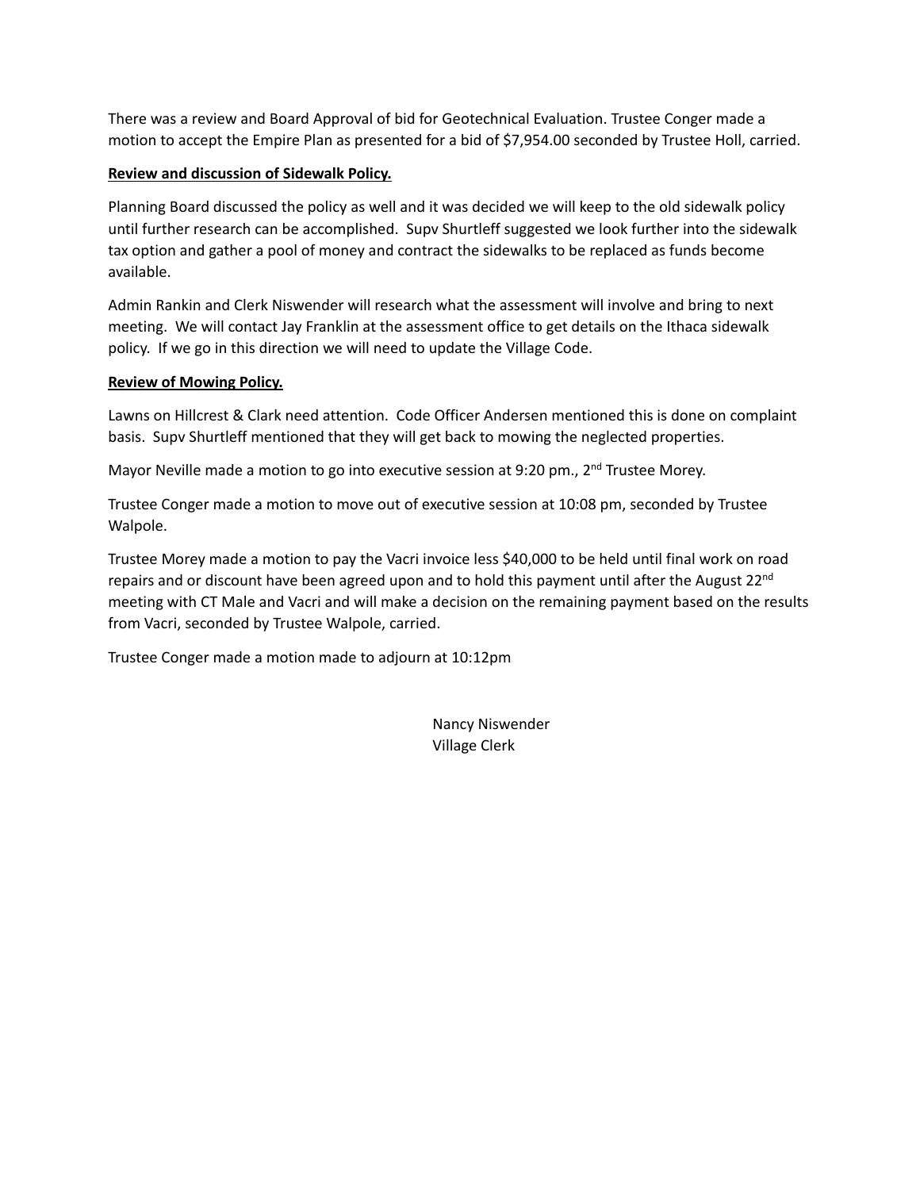There was a review and Board Approval of bid for Geotechnical Evaluation. Trustee Conger made a motion to accept the Empire Plan as presented for a bid of $7,954.00 seconded by Trustee Holl, carried.

**Review and discussion of Sidewalk Policy.**

Planning Board discussed the policy as well and it was decided we will keep to the old sidewalk policy until further research can be accomplished. Supv Shurtleff suggested we look further into the sidewalk tax option and gather a pool of money and contract the sidewalks to be replaced as funds become available.

Admin Rankin and Clerk Niswender will research what the assessment will involve and bring to next meeting. We will contact Jay Franklin at the assessment office to get details on the Ithaca sidewalk policy. If we go in this direction we will need to update the Village Code.

**Review of Mowing Policy.**

Lawns on Hillcrest & Clark need attention. Code Officer Andersen mentioned this is done on complaint basis. Supv Shurtleff mentioned that they will get back to mowing the neglected properties.

Mayor Neville made a motion to go into executive session at 9:20 pm., 2nd Trustee Morey.

Trustee Conger made a motion to move out of executive session at 10:08 pm, seconded by Trustee Walpole.

Trustee Morey made a motion to pay the Vacri invoice less $40,000 to be held until final work on road repairs and or discount have been agreed upon and to hold this payment until after the August 22nd meeting with CT Male and Vacri and will make a decision on the remaining payment based on the results from Vacri, seconded by Trustee Walpole, carried.

Trustee Conger made a motion made to adjourn at 10:12pm

Nancy Niswender
Village Clerk